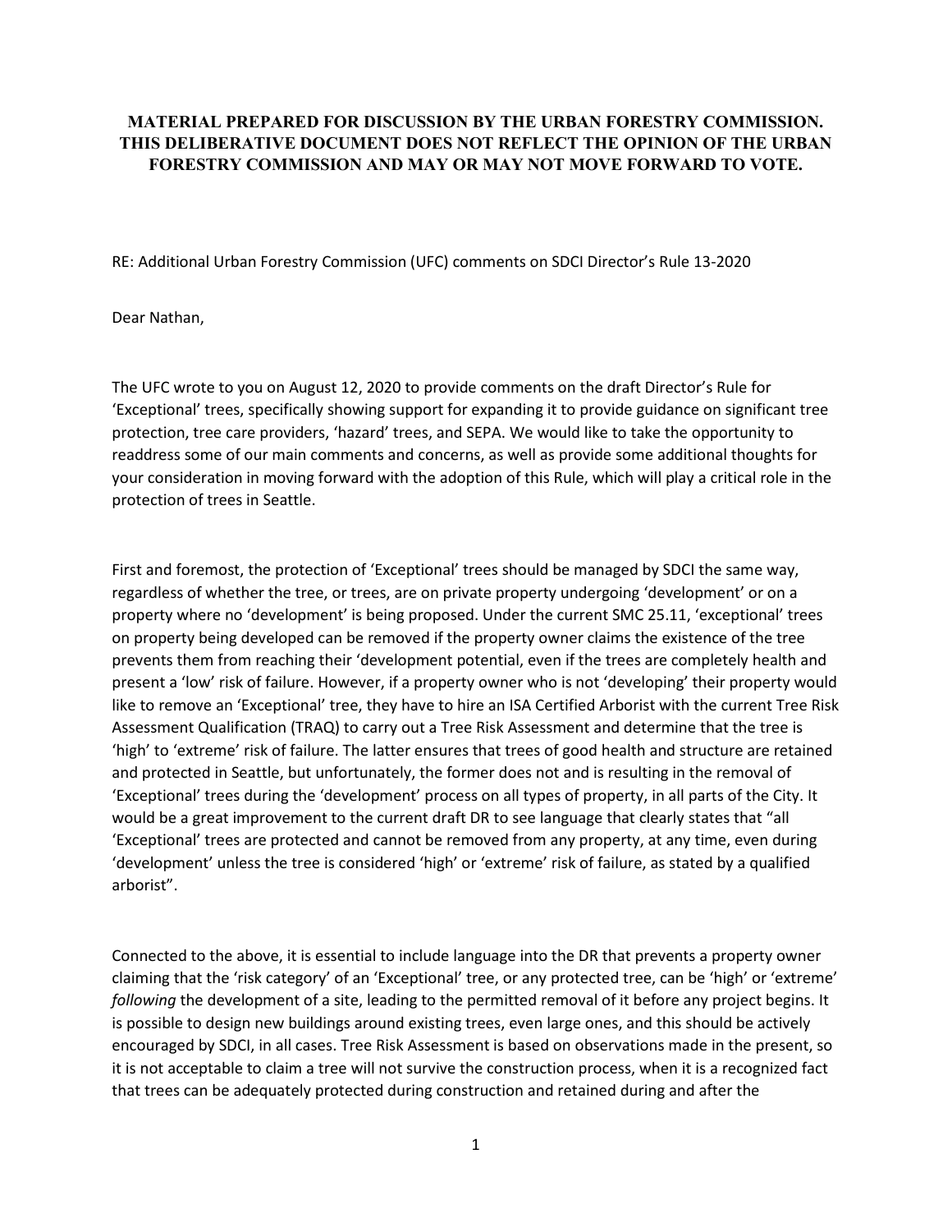**MATERIAL PREPARED FOR DISCUSSION BY THE URBAN FORESTRY COMMISSION. THIS DELIBERATIVE DOCUMENT DOES NOT REFLECT THE OPINION OF THE URBAN FORESTRY COMMISSION AND MAY OR MAY NOT MOVE FORWARD TO VOTE.**

RE: Additional Urban Forestry Commission (UFC) comments on SDCI Director's Rule 13-2020

Dear Nathan,

The UFC wrote to you on August 12, 2020 to provide comments on the draft Director's Rule for 'Exceptional' trees, specifically showing support for expanding it to provide guidance on significant tree protection, tree care providers, 'hazard' trees, and SEPA. We would like to take the opportunity to readdress some of our main comments and concerns, as well as provide some additional thoughts for your consideration in moving forward with the adoption of this Rule, which will play a critical role in the protection of trees in Seattle.

First and foremost, the protection of 'Exceptional' trees should be managed by SDCI the same way, regardless of whether the tree, or trees, are on private property undergoing 'development' or on a property where no 'development' is being proposed. Under the current SMC 25.11, 'exceptional' trees on property being developed can be removed if the property owner claims the existence of the tree prevents them from reaching their 'development potential, even if the trees are completely health and present a 'low' risk of failure. However, if a property owner who is not 'developing' their property would like to remove an 'Exceptional' tree, they have to hire an ISA Certified Arborist with the current Tree Risk Assessment Qualification (TRAQ) to carry out a Tree Risk Assessment and determine that the tree is 'high' to 'extreme' risk of failure. The latter ensures that trees of good health and structure are retained and protected in Seattle, but unfortunately, the former does not and is resulting in the removal of 'Exceptional' trees during the 'development' process on all types of property, in all parts of the City. It would be a great improvement to the current draft DR to see language that clearly states that "all 'Exceptional' trees are protected and cannot be removed from any property, at any time, even during 'development' unless the tree is considered 'high' or 'extreme' risk of failure, as stated by a qualified arborist".

Connected to the above, it is essential to include language into the DR that prevents a property owner claiming that the 'risk category' of an 'Exceptional' tree, or any protected tree, can be 'high' or 'extreme' *following* the development of a site, leading to the permitted removal of it before any project begins. It is possible to design new buildings around existing trees, even large ones, and this should be actively encouraged by SDCI, in all cases. Tree Risk Assessment is based on observations made in the present, so it is not acceptable to claim a tree will not survive the construction process, when it is a recognized fact that trees can be adequately protected during construction and retained during and after the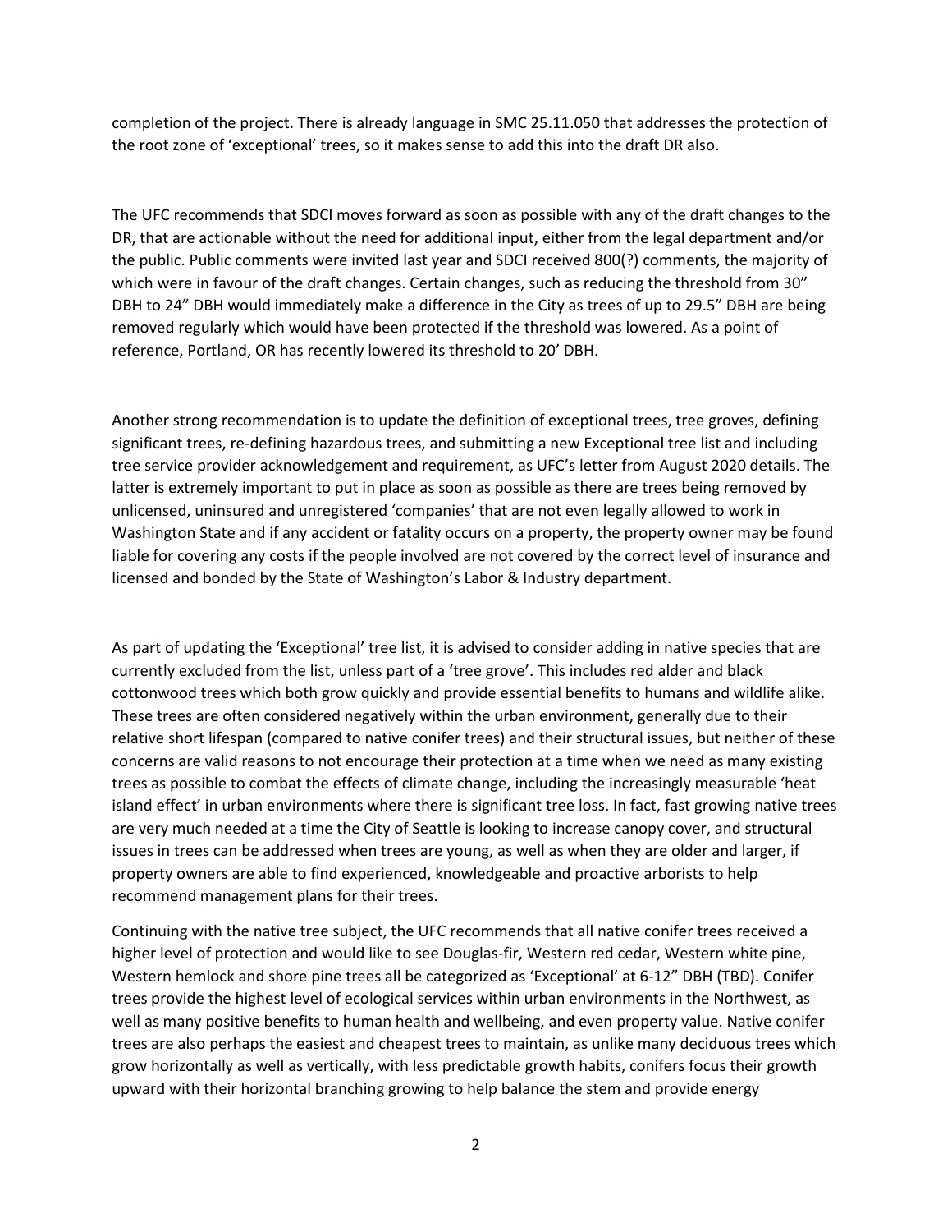completion of the project. There is already language in SMC 25.11.050 that addresses the protection of the root zone of 'exceptional' trees, so it makes sense to add this into the draft DR also.

The UFC recommends that SDCI moves forward as soon as possible with any of the draft changes to the DR, that are actionable without the need for additional input, either from the legal department and/or the public. Public comments were invited last year and SDCI received 800(?) comments, the majority of which were in favour of the draft changes. Certain changes, such as reducing the threshold from 30" DBH to 24" DBH would immediately make a difference in the City as trees of up to 29.5" DBH are being removed regularly which would have been protected if the threshold was lowered. As a point of reference, Portland, OR has recently lowered its threshold to 20' DBH.

Another strong recommendation is to update the definition of exceptional trees, tree groves, defining significant trees, re-defining hazardous trees, and submitting a new Exceptional tree list and including tree service provider acknowledgement and requirement, as UFC's letter from August 2020 details. The latter is extremely important to put in place as soon as possible as there are trees being removed by unlicensed, uninsured and unregistered 'companies' that are not even legally allowed to work in Washington State and if any accident or fatality occurs on a property, the property owner may be found liable for covering any costs if the people involved are not covered by the correct level of insurance and licensed and bonded by the State of Washington's Labor & Industry department.

As part of updating the 'Exceptional' tree list, it is advised to consider adding in native species that are currently excluded from the list, unless part of a 'tree grove'. This includes red alder and black cottonwood trees which both grow quickly and provide essential benefits to humans and wildlife alike. These trees are often considered negatively within the urban environment, generally due to their relative short lifespan (compared to native conifer trees) and their structural issues, but neither of these concerns are valid reasons to not encourage their protection at a time when we need as many existing trees as possible to combat the effects of climate change, including the increasingly measurable 'heat island effect' in urban environments where there is significant tree loss. In fact, fast growing native trees are very much needed at a time the City of Seattle is looking to increase canopy cover, and structural issues in trees can be addressed when trees are young, as well as when they are older and larger, if property owners are able to find experienced, knowledgeable and proactive arborists to help recommend management plans for their trees.

Continuing with the native tree subject, the UFC recommends that all native conifer trees received a higher level of protection and would like to see Douglas-fir, Western red cedar, Western white pine, Western hemlock and shore pine trees all be categorized as 'Exceptional' at 6-12" DBH (TBD). Conifer trees provide the highest level of ecological services within urban environments in the Northwest, as well as many positive benefits to human health and wellbeing, and even property value. Native conifer trees are also perhaps the easiest and cheapest trees to maintain, as unlike many deciduous trees which grow horizontally as well as vertically, with less predictable growth habits, conifers focus their growth upward with their horizontal branching growing to help balance the stem and provide energy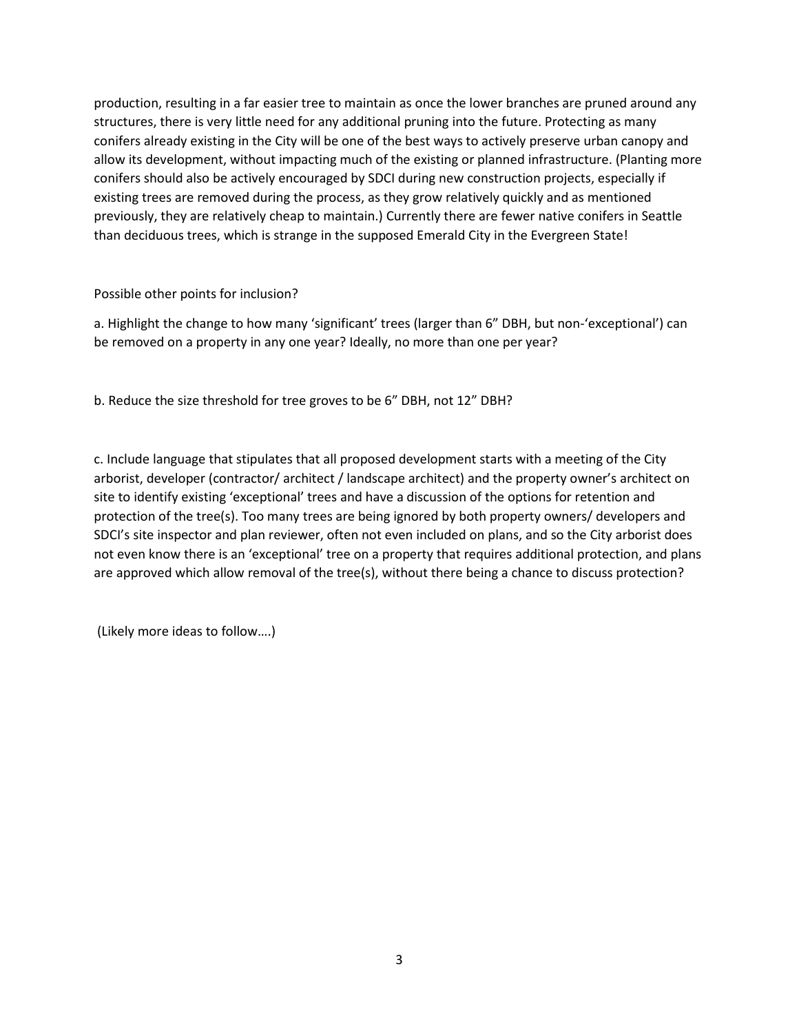production, resulting in a far easier tree to maintain as once the lower branches are pruned around any structures, there is very little need for any additional pruning into the future. Protecting as many conifers already existing in the City will be one of the best ways to actively preserve urban canopy and allow its development, without impacting much of the existing or planned infrastructure. (Planting more conifers should also be actively encouraged by SDCI during new construction projects, especially if existing trees are removed during the process, as they grow relatively quickly and as mentioned previously, they are relatively cheap to maintain.) Currently there are fewer native conifers in Seattle than deciduous trees, which is strange in the supposed Emerald City in the Evergreen State!

Possible other points for inclusion?

a. Highlight the change to how many 'significant' trees (larger than 6" DBH, but non-'exceptional') can be removed on a property in any one year? Ideally, no more than one per year?

b. Reduce the size threshold for tree groves to be 6" DBH, not 12" DBH?

c. Include language that stipulates that all proposed development starts with a meeting of the City arborist, developer (contractor/ architect / landscape architect) and the property owner's architect on site to identify existing 'exceptional' trees and have a discussion of the options for retention and protection of the tree(s). Too many trees are being ignored by both property owners/ developers and SDCI's site inspector and plan reviewer, often not even included on plans, and so the City arborist does not even know there is an 'exceptional' tree on a property that requires additional protection, and plans are approved which allow removal of the tree(s), without there being a chance to discuss protection?

(Likely more ideas to follow….)